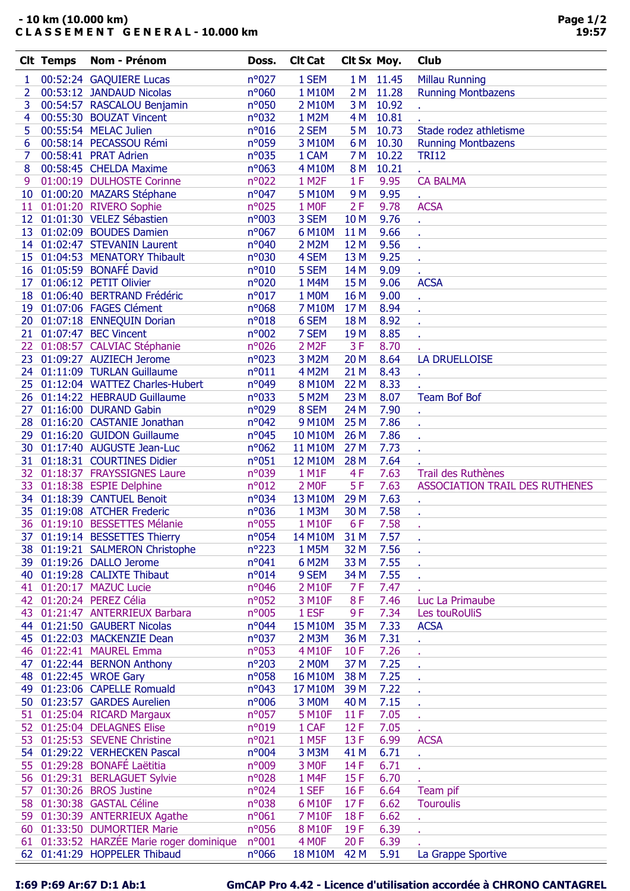**- 10 km (10.000 km)**
**C L A S S E M E N T   G E N E R A L - 10.000 km**

| Clt | Temps | Nom - Prénom | Doss. | Clt Cat | Clt Sx | Moy. | Club |
|---|---|---|---|---|---|---|---|
| 1 | 00:52:24 | GAQUIERE Lucas | n°027 | 1 SEM | 1 M | 11.45 | Millau Running |
| 2 | 00:53:12 | JANDAUD Nicolas | n°060 | 1 M10M | 2 M | 11.28 | Running Montbazens |
| 3 | 00:54:57 | RASCALOU Benjamin | n°050 | 2 M10M | 3 M | 10.92 | . |
| 4 | 00:55:30 | BOUZAT Vincent | n°032 | 1 M2M | 4 M | 10.81 | . |
| 5 | 00:55:54 | MELAC Julien | n°016 | 2 SEM | 5 M | 10.73 | Stade rodez athletisme |
| 6 | 00:58:14 | PECASSOU Rémi | n°059 | 3 M10M | 6 M | 10.30 | Running Montbazens |
| 7 | 00:58:41 | PRAT Adrien | n°035 | 1 CAM | 7 M | 10.22 | TRI12 |
| 8 | 00:58:45 | CHELDA Maxime | n°063 | 4 M10M | 8 M | 10.21 | . |
| 9 | 01:00:19 | DULHOSTE Corinne | n°022 | 1 M2F | 1 F | 9.95 | CA BALMA |
| 10 | 01:00:20 | MAZARS Stéphane | n°047 | 5 M10M | 9 M | 9.95 | . |
| 11 | 01:01:20 | RIVERO Sophie | n°025 | 1 M0F | 2 F | 9.78 | ACSA |
| 12 | 01:01:30 | VELEZ Sébastien | n°003 | 3 SEM | 10 M | 9.76 | . |
| 13 | 01:02:09 | BOUDES Damien | n°067 | 6 M10M | 11 M | 9.66 | . |
| 14 | 01:02:47 | STEVANIN Laurent | n°040 | 2 M2M | 12 M | 9.56 | . |
| 15 | 01:04:53 | MENATORY Thibault | n°030 | 4 SEM | 13 M | 9.25 | . |
| 16 | 01:05:59 | BONAFÉ David | n°010 | 5 SEM | 14 M | 9.09 | . |
| 17 | 01:06:12 | PETIT Olivier | n°020 | 1 M4M | 15 M | 9.06 | ACSA |
| 18 | 01:06:40 | BERTRAND Frédéric | n°017 | 1 M0M | 16 M | 9.00 | . |
| 19 | 01:07:06 | FAGES Clément | n°068 | 7 M10M | 17 M | 8.94 | . |
| 20 | 01:07:18 | ENNEQUIN Dorian | n°018 | 6 SEM | 18 M | 8.92 | . |
| 21 | 01:07:47 | BEC Vincent | n°002 | 7 SEM | 19 M | 8.85 | . |
| 22 | 01:08:57 | CALVIAC Stéphanie | n°026 | 2 M2F | 3 F | 8.70 | . |
| 23 | 01:09:27 | AUZIECH Jerome | n°023 | 3 M2M | 20 M | 8.64 | LA DRUELLOISE |
| 24 | 01:11:09 | TURLAN Guillaume | n°011 | 4 M2M | 21 M | 8.43 | . |
| 25 | 01:12:04 | WATTEZ Charles-Hubert | n°049 | 8 M10M | 22 M | 8.33 | . |
| 26 | 01:14:22 | HEBRAUD Guillaume | n°033 | 5 M2M | 23 M | 8.07 | Team Bof Bof |
| 27 | 01:16:00 | DURAND Gabin | n°029 | 8 SEM | 24 M | 7.90 | . |
| 28 | 01:16:20 | CASTANIE Jonathan | n°042 | 9 M10M | 25 M | 7.86 | . |
| 29 | 01:16:20 | GUIDON Guillaume | n°045 | 10 M10M | 26 M | 7.86 | . |
| 30 | 01:17:40 | AUGUSTE Jean-Luc | n°062 | 11 M10M | 27 M | 7.73 | . |
| 31 | 01:18:31 | COURTINES Didier | n°051 | 12 M10M | 28 M | 7.64 | . |
| 32 | 01:18:37 | FRAYSSIGNES Laure | n°039 | 1 M1F | 4 F | 7.63 | Trail des Ruthènes |
| 33 | 01:18:38 | ESPIE Delphine | n°012 | 2 M0F | 5 F | 7.63 | ASSOCIATION TRAIL DES RUTHENES |
| 34 | 01:18:39 | CANTUEL Benoit | n°034 | 13 M10M | 29 M | 7.63 | . |
| 35 | 01:19:08 | ATCHER Frederic | n°036 | 1 M3M | 30 M | 7.58 | . |
| 36 | 01:19:10 | BESSETTES Mélanie | n°055 | 1 M10F | 6 F | 7.58 | . |
| 37 | 01:19:14 | BESSETTES Thierry | n°054 | 14 M10M | 31 M | 7.57 | . |
| 38 | 01:19:21 | SALMERON Christophe | n°223 | 1 M5M | 32 M | 7.56 | . |
| 39 | 01:19:26 | DALLO Jerome | n°041 | 6 M2M | 33 M | 7.55 | . |
| 40 | 01:19:28 | CALIXTE Thibaut | n°014 | 9 SEM | 34 M | 7.55 | . |
| 41 | 01:20:17 | MAZUC Lucie | n°046 | 2 M10F | 7 F | 7.47 | . |
| 42 | 01:20:24 | PEREZ Célia | n°052 | 3 M10F | 8 F | 7.46 | Luc La Primaube |
| 43 | 01:21:47 | ANTERRIEUX Barbara | n°005 | 1 ESF | 9 F | 7.34 | Les touRoUliS |
| 44 | 01:21:50 | GAUBERT Nicolas | n°044 | 15 M10M | 35 M | 7.33 | ACSA |
| 45 | 01:22:03 | MACKENZIE Dean | n°037 | 2 M3M | 36 M | 7.31 | . |
| 46 | 01:22:41 | MAUREL Emma | n°053 | 4 M10F | 10 F | 7.26 | . |
| 47 | 01:22:44 | BERNON Anthony | n°203 | 2 M0M | 37 M | 7.25 | . |
| 48 | 01:22:45 | WROE Gary | n°058 | 16 M10M | 38 M | 7.25 | . |
| 49 | 01:23:06 | CAPELLE Romuald | n°043 | 17 M10M | 39 M | 7.22 | . |
| 50 | 01:23:57 | GARDES Aurelien | n°006 | 3 M0M | 40 M | 7.15 | . |
| 51 | 01:25:04 | RICARD Margaux | n°057 | 5 M10F | 11 F | 7.05 | . |
| 52 | 01:25:04 | DELAGNES Elise | n°019 | 1 CAF | 12 F | 7.05 | . |
| 53 | 01:25:53 | SEVENE Christine | n°021 | 1 M5F | 13 F | 6.99 | ACSA |
| 54 | 01:29:22 | VERHECKEN Pascal | n°004 | 3 M3M | 41 M | 6.71 | . |
| 55 | 01:29:28 | BONAFÉ Laëtitia | n°009 | 3 M0F | 14 F | 6.71 | . |
| 56 | 01:29:31 | BERLAGUET Sylvie | n°028 | 1 M4F | 15 F | 6.70 | . |
| 57 | 01:30:26 | BROS Justine | n°024 | 1 SEF | 16 F | 6.64 | Team pif |
| 58 | 01:30:38 | GASTAL Céline | n°038 | 6 M10F | 17 F | 6.62 | Touroulis |
| 59 | 01:30:39 | ANTERRIEUX Agathe | n°061 | 7 M10F | 18 F | 6.62 | . |
| 60 | 01:33:50 | DUMORTIER Marie | n°056 | 8 M10F | 19 F | 6.39 | . |
| 61 | 01:33:52 | HARZÉE Marie roger dominique | n°001 | 4 M0F | 20 F | 6.39 | . |
| 62 | 01:41:29 | HOPPELER Thibaud | n°066 | 18 M10M | 42 M | 5.91 | La Grappe Sportive |

I:69 P:69 Ar:67 D:1 Ab:1

GmCAP Pro 4.42 - Licence d'utilisation accordée à CHRONO CANTAGREL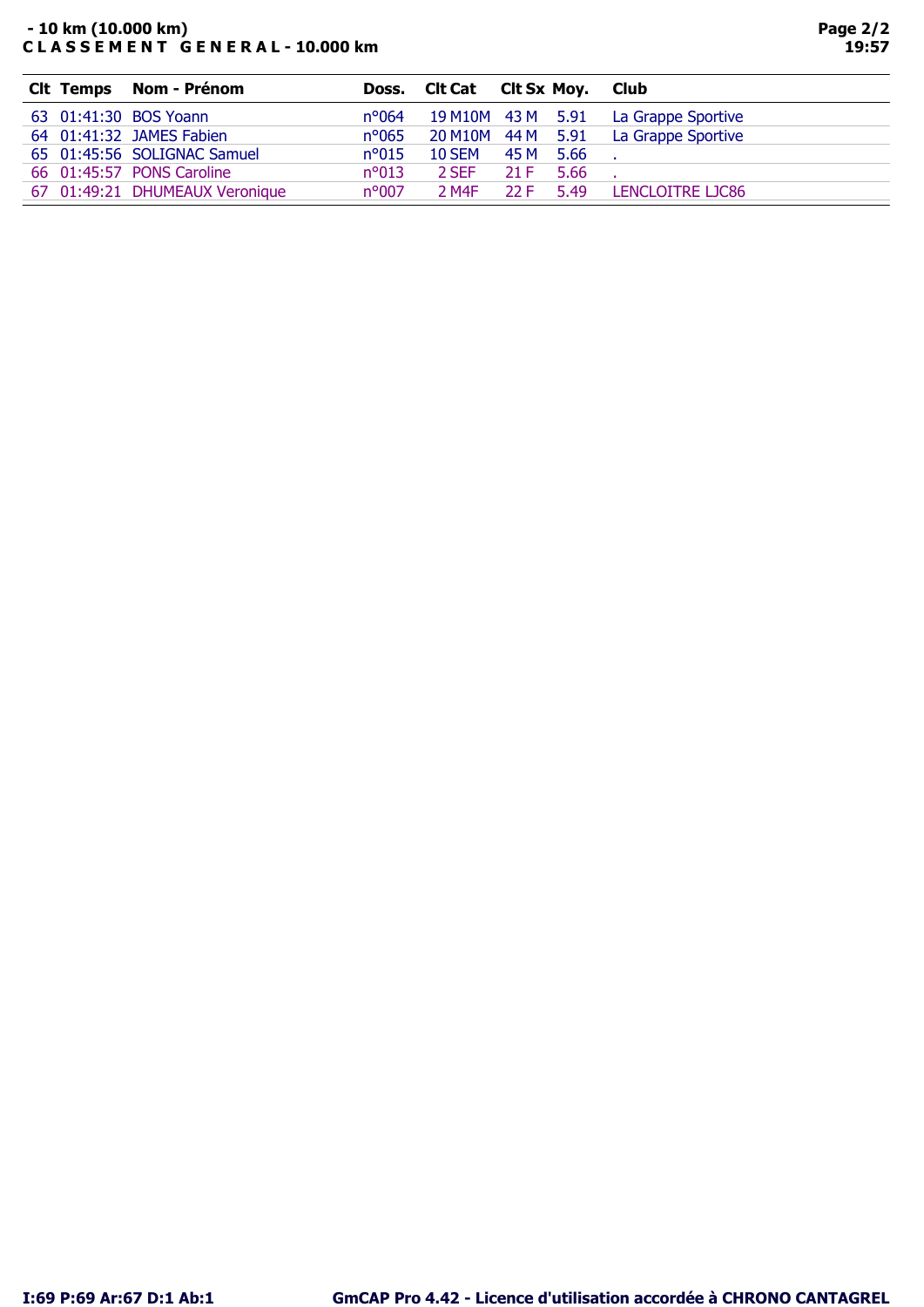**- 10 km (10.000 km)**
**C L A S S E M E N T   G E N E R A L - 10.000 km**

| Clt | Temps | Nom - Prénom | Doss. | Clt Cat | Clt Sx | Moy. | Club |
|---|---|---|---|---|---|---|---|
| 63 | 01:41:30 | BOS Yoann | n°064 | 19 M10M | 43 M | 5.91 | La Grappe Sportive |
| 64 | 01:41:32 | JAMES Fabien | n°065 | 20 M10M | 44 M | 5.91 | La Grappe Sportive |
| 65 | 01:45:56 | SOLIGNAC Samuel | n°015 | 10 SEM | 45 M | 5.66 | . |
| 66 | 01:45:57 | PONS Caroline | n°013 | 2 SEF | 21 F | 5.66 | . |
| 67 | 01:49:21 | DHUMEAUX Veronique | n°007 | 2 M4F | 22 F | 5.49 | LENCLOITRE LJC86 |

**I:69 P:69 Ar:67 D:1 Ab:1**

**GmCAP Pro 4.42 - Licence d'utilisation accordée à CHRONO CANTAGREL**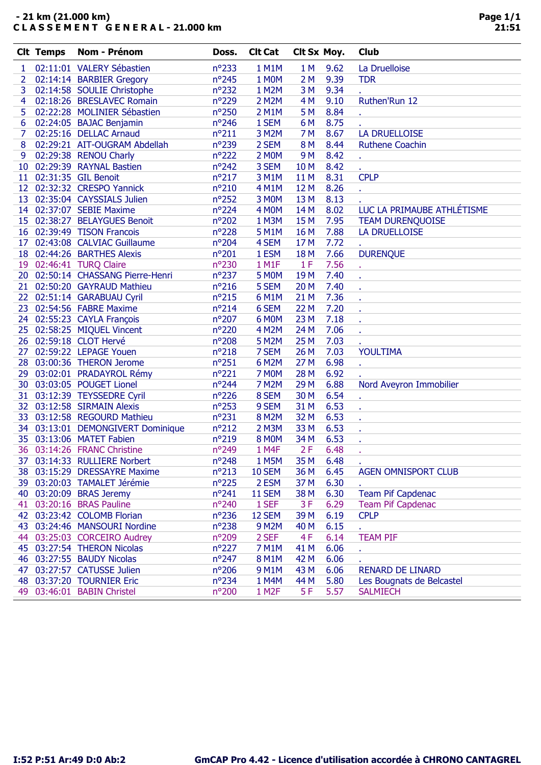**- 21 km (21.000 km)**
**C L A S S E M E N T   G E N E R A L - 21.000 km**

| Clt | Temps | Nom - Prénom | Doss. | Clt Cat | Clt Sx | Moy. | Club |
|---|---|---|---|---|---|---|---|
| 1 | 02:11:01 | VALERY Sébastien | n°233 | 1 M1M | 1 M | 9.62 | La Druelloise |
| 2 | 02:14:14 | BARBIER Gregory | n°245 | 1 M0M | 2 M | 9.39 | TDR |
| 3 | 02:14:58 | SOULIE Christophe | n°232 | 1 M2M | 3 M | 9.34 | . |
| 4 | 02:18:26 | BRESLAVEC Romain | n°229 | 2 M2M | 4 M | 9.10 | Ruthen'Run 12 |
| 5 | 02:22:28 | MOLINIER Sébastien | n°250 | 2 M1M | 5 M | 8.84 | . |
| 6 | 02:24:05 | BAJAC Benjamin | n°246 | 1 SEM | 6 M | 8.75 | . |
| 7 | 02:25:16 | DELLAC Arnaud | n°211 | 3 M2M | 7 M | 8.67 | LA DRUELLOISE |
| 8 | 02:29:21 | AIT-OUGRAM Abdellah | n°239 | 2 SEM | 8 M | 8.44 | Ruthene Coachin |
| 9 | 02:29:38 | RENOU Charly | n°222 | 2 M0M | 9 M | 8.42 | . |
| 10 | 02:29:39 | RAYNAL Bastien | n°242 | 3 SEM | 10 M | 8.42 | . |
| 11 | 02:31:35 | GIL Benoit | n°217 | 3 M1M | 11 M | 8.31 | CPLP |
| 12 | 02:32:32 | CRESPO Yannick | n°210 | 4 M1M | 12 M | 8.26 | . |
| 13 | 02:35:04 | CAYSSIALS Julien | n°252 | 3 M0M | 13 M | 8.13 | . |
| 14 | 02:37:07 | SEBIE Maxime | n°224 | 4 M0M | 14 M | 8.02 | LUC LA PRIMAUBE ATHLÉTISME |
| 15 | 02:38:27 | BELAYGUES Benoit | n°202 | 1 M3M | 15 M | 7.95 | TEAM DURENQUOISE |
| 16 | 02:39:49 | TISON Francois | n°228 | 5 M1M | 16 M | 7.88 | LA DRUELLOISE |
| 17 | 02:43:08 | CALVIAC Guillaume | n°204 | 4 SEM | 17 M | 7.72 | . |
| 18 | 02:44:26 | BARTHES Alexis | n°201 | 1 ESM | 18 M | 7.66 | DURENQUE |
| 19 | 02:46:41 | TURQ Claire | n°230 | 1 M1F | 1 F | 7.56 | . |
| 20 | 02:50:14 | CHASSANG Pierre-Henri | n°237 | 5 M0M | 19 M | 7.40 | . |
| 21 | 02:50:20 | GAYRAUD Mathieu | n°216 | 5 SEM | 20 M | 7.40 | . |
| 22 | 02:51:14 | GARABUAU Cyril | n°215 | 6 M1M | 21 M | 7.36 | . |
| 23 | 02:54:56 | FABRE Maxime | n°214 | 6 SEM | 22 M | 7.20 | . |
| 24 | 02:55:23 | CAYLA François | n°207 | 6 M0M | 23 M | 7.18 | . |
| 25 | 02:58:25 | MIQUEL Vincent | n°220 | 4 M2M | 24 M | 7.06 | . |
| 26 | 02:59:18 | CLOT Hervé | n°208 | 5 M2M | 25 M | 7.03 | . |
| 27 | 02:59:22 | LEPAGE Youen | n°218 | 7 SEM | 26 M | 7.03 | YOULTIMA |
| 28 | 03:00:36 | THERON Jerome | n°251 | 6 M2M | 27 M | 6.98 | . |
| 29 | 03:02:01 | PRADAYROL Rémy | n°221 | 7 M0M | 28 M | 6.92 | . |
| 30 | 03:03:05 | POUGET Lionel | n°244 | 7 M2M | 29 M | 6.88 | Nord Aveyron Immobilier |
| 31 | 03:12:39 | TEYSSEDRE Cyril | n°226 | 8 SEM | 30 M | 6.54 | . |
| 32 | 03:12:58 | SIRMAIN Alexis | n°253 | 9 SEM | 31 M | 6.53 | . |
| 33 | 03:12:58 | REGOURD Mathieu | n°231 | 8 M2M | 32 M | 6.53 | . |
| 34 | 03:13:01 | DEMONGIVERT Dominique | n°212 | 2 M3M | 33 M | 6.53 | . |
| 35 | 03:13:06 | MATET Fabien | n°219 | 8 M0M | 34 M | 6.53 | . |
| 36 | 03:14:26 | FRANC Christine | n°249 | 1 M4F | 2 F | 6.48 | . |
| 37 | 03:14:33 | RULLIERE Norbert | n°248 | 1 M5M | 35 M | 6.48 | . |
| 38 | 03:15:29 | DRESSAYRE Maxime | n°213 | 10 SEM | 36 M | 6.45 | AGEN OMNISPORT CLUB |
| 39 | 03:20:03 | TAMALET Jérémie | n°225 | 2 ESM | 37 M | 6.30 | . |
| 40 | 03:20:09 | BRAS Jeremy | n°241 | 11 SEM | 38 M | 6.30 | Team Pif Capdenac |
| 41 | 03:20:16 | BRAS Pauline | n°240 | 1 SEF | 3 F | 6.29 | Team Pif Capdenac |
| 42 | 03:23:42 | COLOMB Florian | n°236 | 12 SEM | 39 M | 6.19 | CPLP |
| 43 | 03:24:46 | MANSOURI Nordine | n°238 | 9 M2M | 40 M | 6.15 | . |
| 44 | 03:25:03 | CORCEIRO Audrey | n°209 | 2 SEF | 4 F | 6.14 | TEAM PIF |
| 45 | 03:27:54 | THERON Nicolas | n°227 | 7 M1M | 41 M | 6.06 | . |
| 46 | 03:27:55 | BAUDY Nicolas | n°247 | 8 M1M | 42 M | 6.06 | . |
| 47 | 03:27:57 | CATUSSE Julien | n°206 | 9 M1M | 43 M | 6.06 | RENARD DE LINARD |
| 48 | 03:37:20 | TOURNIER Eric | n°234 | 1 M4M | 44 M | 5.80 | Les Bougnats de Belcastel |
| 49 | 03:46:01 | BABIN Christel | n°200 | 1 M2F | 5 F | 5.57 | SALMIECH |

I:52 P:51 Ar:49 D:0 Ab:2

GmCAP Pro 4.42 - Licence d'utilisation accordée à CHRONO CANTAGREL